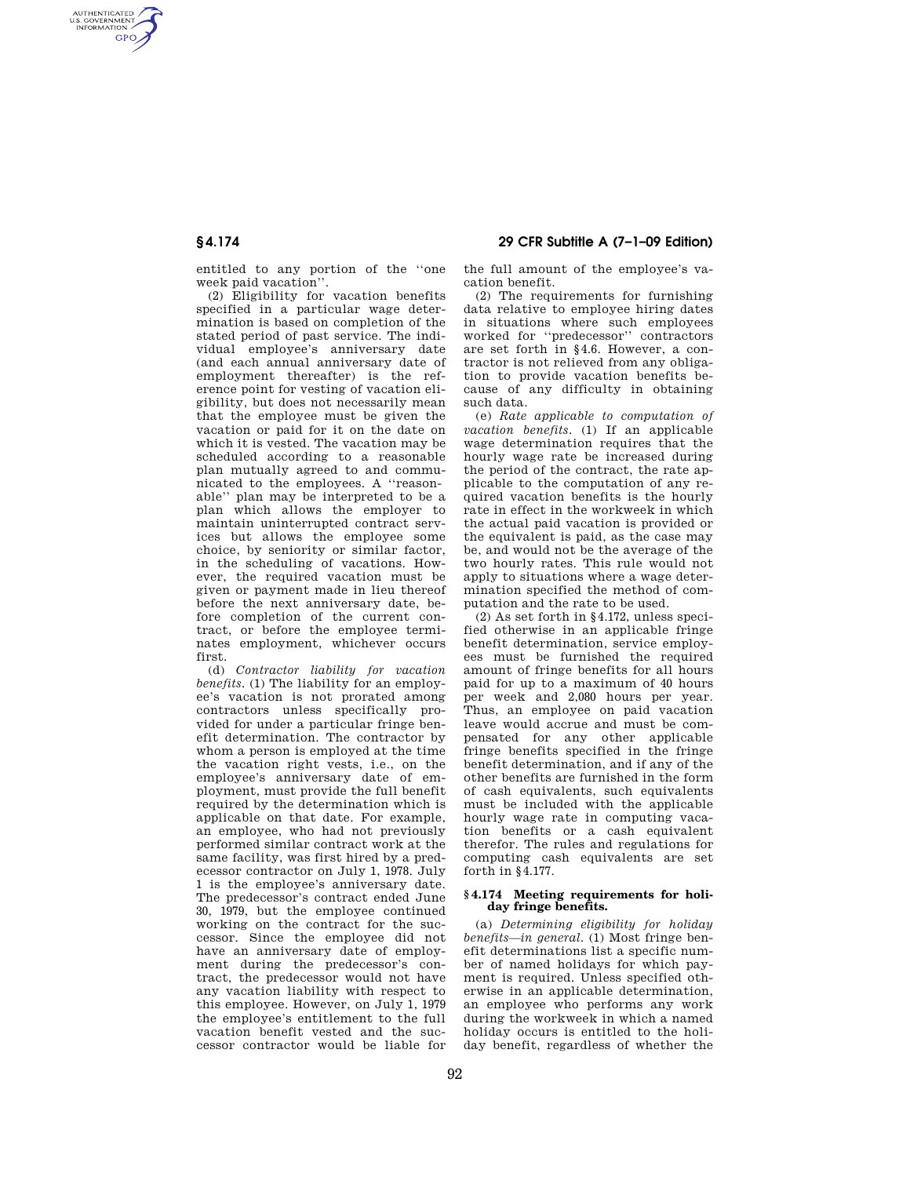entitled to any portion of the ''one week paid vacation''.

(2) Eligibility for vacation benefits specified in a particular wage determination is based on completion of the stated period of past service. The individual employee's anniversary date (and each annual anniversary date of employment thereafter) is the reference point for vesting of vacation eligibility, but does not necessarily mean that the employee must be given the vacation or paid for it on the date on which it is vested. The vacation may be scheduled according to a reasonable plan mutually agreed to and communicated to the employees. A ''reasonable'' plan may be interpreted to be a plan which allows the employer to maintain uninterrupted contract services but allows the employee some choice, by seniority or similar factor, in the scheduling of vacations. However, the required vacation must be given or payment made in lieu thereof before the next anniversary date, before completion of the current contract, or before the employee terminates employment, whichever occurs first.

(d) *Contractor liability for vacation benefits.* (1) The liability for an employee's vacation is not prorated among contractors unless specifically provided for under a particular fringe benefit determination. The contractor by whom a person is employed at the time the vacation right vests, i.e., on the employee's anniversary date of employment, must provide the full benefit required by the determination which is applicable on that date. For example, an employee, who had not previously performed similar contract work at the same facility, was first hired by a predecessor contractor on July 1, 1978. July 1 is the employee's anniversary date. The predecessor's contract ended June 30, 1979, but the employee continued working on the contract for the successor. Since the employee did not have an anniversary date of employment during the predecessor's contract, the predecessor would not have any vacation liability with respect to this employee. However, on July 1, 1979 the employee's entitlement to the full vacation benefit vested and the successor contractor would be liable for the full amount of the employee's vacation benefit.

(2) The requirements for furnishing data relative to employee hiring dates in situations where such employees worked for ''predecessor'' contractors are set forth in §4.6. However, a contractor is not relieved from any obligation to provide vacation benefits because of any difficulty in obtaining such data.

(e) *Rate applicable to computation of vacation benefits.* (1) If an applicable wage determination requires that the hourly wage rate be increased during the period of the contract, the rate applicable to the computation of any required vacation benefits is the hourly rate in effect in the workweek in which the actual paid vacation is provided or the equivalent is paid, as the case may be, and would not be the average of the two hourly rates. This rule would not apply to situations where a wage determination specified the method of computation and the rate to be used.

(2) As set forth in §4.172, unless specified otherwise in an applicable fringe benefit determination, service employees must be furnished the required amount of fringe benefits for all hours paid for up to a maximum of 40 hours per week and 2,080 hours per year. Thus, an employee on paid vacation leave would accrue and must be compensated for any other applicable fringe benefits specified in the fringe benefit determination, and if any of the other benefits are furnished in the form of cash equivalents, such equivalents must be included with the applicable hourly wage rate in computing vacation benefits or a cash equivalent therefor. The rules and regulations for computing cash equivalents are set forth in §4.177.

### §4.174 Meeting requirements for holiday fringe benefits.

(a) *Determining eligibility for holiday benefits—in general.* (1) Most fringe benefit determinations list a specific number of named holidays for which payment is required. Unless specified otherwise in an applicable determination, an employee who performs any work during the workweek in which a named holiday occurs is entitled to the holiday benefit, regardless of whether the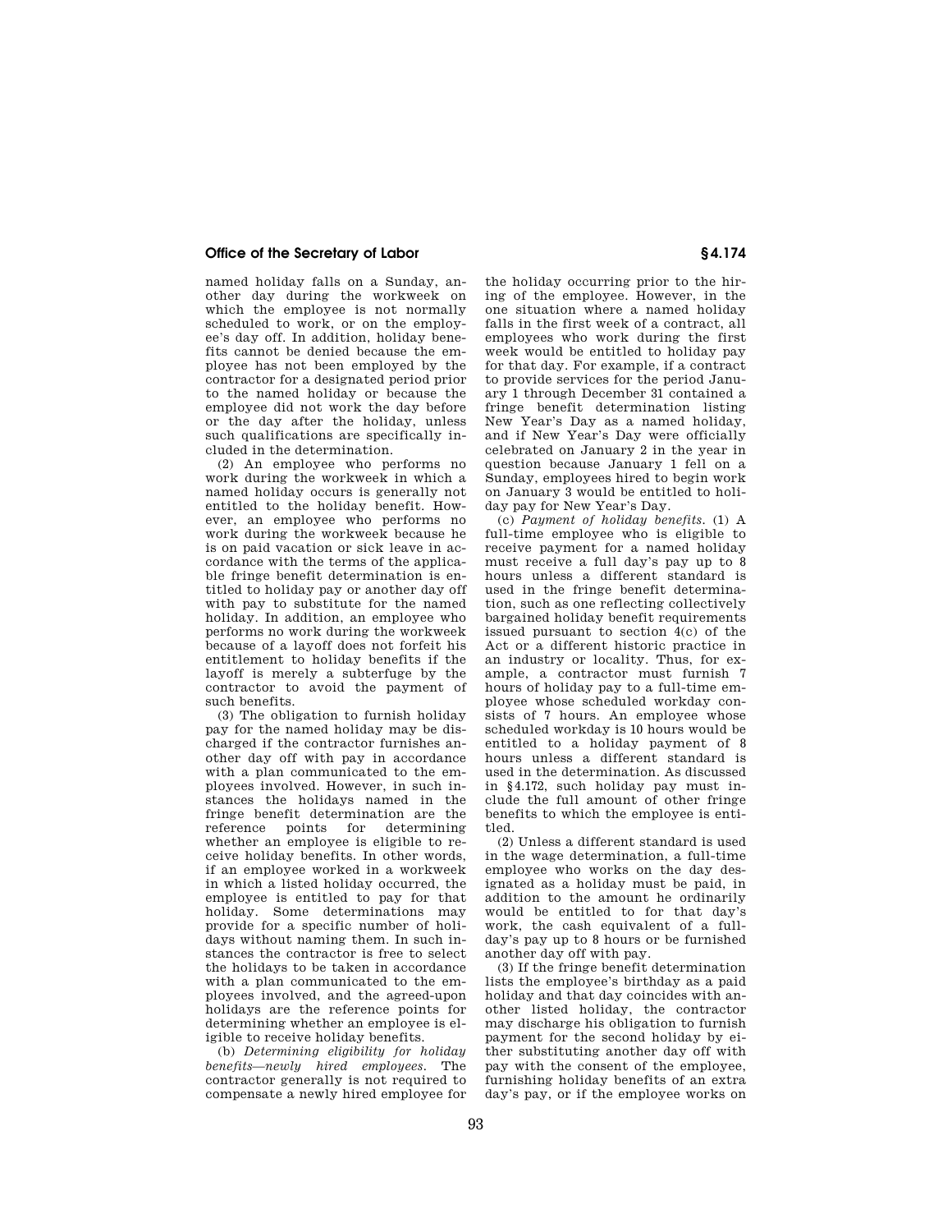named holiday falls on a Sunday, another day during the workweek on which the employee is not normally scheduled to work, or on the employee's day off. In addition, holiday benefits cannot be denied because the employee has not been employed by the contractor for a designated period prior to the named holiday or because the employee did not work the day before or the day after the holiday, unless such qualifications are specifically included in the determination.

(2) An employee who performs no work during the workweek in which a named holiday occurs is generally not entitled to the holiday benefit. However, an employee who performs no work during the workweek because he is on paid vacation or sick leave in accordance with the terms of the applicable fringe benefit determination is entitled to holiday pay or another day off with pay to substitute for the named holiday. In addition, an employee who performs no work during the workweek because of a layoff does not forfeit his entitlement to holiday benefits if the layoff is merely a subterfuge by the contractor to avoid the payment of such benefits.

(3) The obligation to furnish holiday pay for the named holiday may be discharged if the contractor furnishes another day off with pay in accordance with a plan communicated to the employees involved. However, in such instances the holidays named in the fringe benefit determination are the reference points for determining whether an employee is eligible to receive holiday benefits. In other words, if an employee worked in a workweek in which a listed holiday occurred, the employee is entitled to pay for that holiday. Some determinations may provide for a specific number of holidays without naming them. In such instances the contractor is free to select the holidays to be taken in accordance with a plan communicated to the employees involved, and the agreed-upon holidays are the reference points for determining whether an employee is eligible to receive holiday benefits.

(b) *Determining eligibility for holiday benefits—newly hired employees.* The contractor generally is not required to compensate a newly hired employee for the holiday occurring prior to the hiring of the employee. However, in the one situation where a named holiday falls in the first week of a contract, all employees who work during the first week would be entitled to holiday pay for that day. For example, if a contract to provide services for the period January 1 through December 31 contained a fringe benefit determination listing New Year's Day as a named holiday, and if New Year's Day were officially celebrated on January 2 in the year in question because January 1 fell on a Sunday, employees hired to begin work on January 3 would be entitled to holiday pay for New Year's Day.

(c) *Payment of holiday benefits.* (1) A full-time employee who is eligible to receive payment for a named holiday must receive a full day's pay up to 8 hours unless a different standard is used in the fringe benefit determination, such as one reflecting collectively bargained holiday benefit requirements issued pursuant to section 4(c) of the Act or a different historic practice in an industry or locality. Thus, for example, a contractor must furnish 7 hours of holiday pay to a full-time employee whose scheduled workday consists of 7 hours. An employee whose scheduled workday is 10 hours would be entitled to a holiday payment of 8 hours unless a different standard is used in the determination. As discussed in §4.172, such holiday pay must include the full amount of other fringe benefits to which the employee is entitled.

(2) Unless a different standard is used in the wage determination, a full-time employee who works on the day designated as a holiday must be paid, in addition to the amount he ordinarily would be entitled to for that day's work, the cash equivalent of a full-day's pay up to 8 hours or be furnished another day off with pay.

(3) If the fringe benefit determination lists the employee's birthday as a paid holiday and that day coincides with another listed holiday, the contractor may discharge his obligation to furnish payment for the second holiday by either substituting another day off with pay with the consent of the employee, furnishing holiday benefits of an extra day's pay, or if the employee works on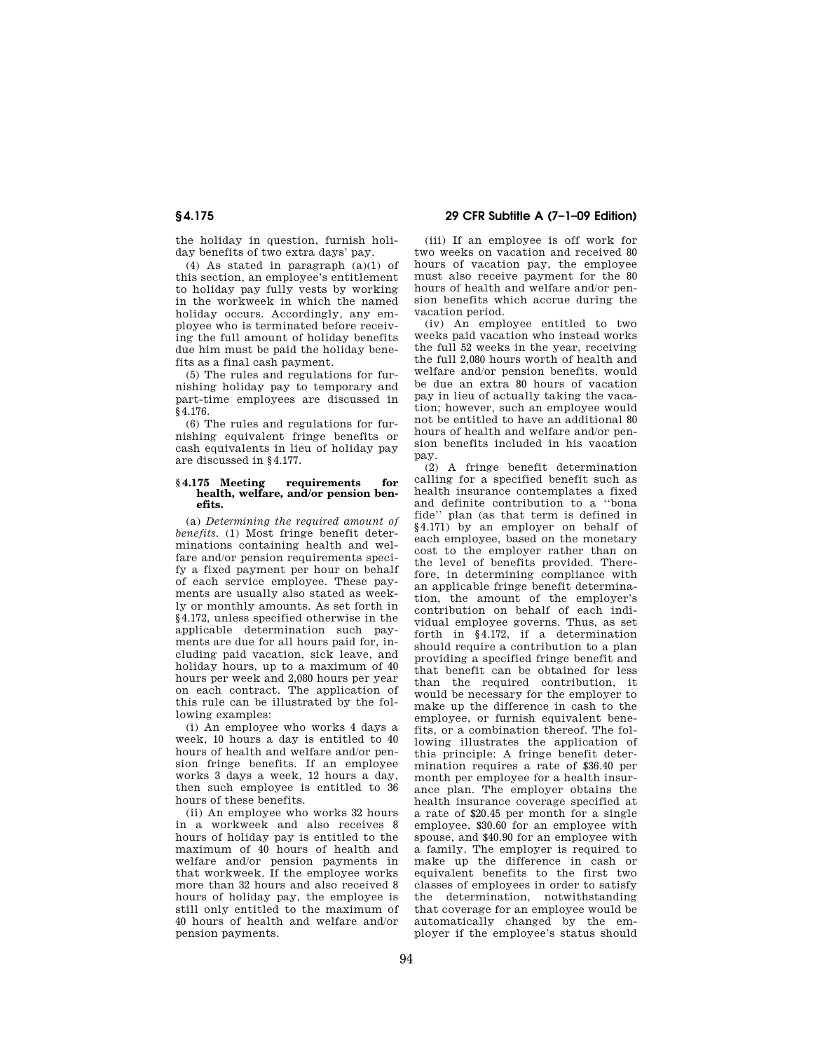the holiday in question, furnish holiday benefits of two extra days' pay.

(4) As stated in paragraph (a)(1) of this section, an employee's entitlement to holiday pay fully vests by working in the workweek in which the named holiday occurs. Accordingly, any employee who is terminated before receiving the full amount of holiday benefits due him must be paid the holiday benefits as a final cash payment.

(5) The rules and regulations for furnishing holiday pay to temporary and part-time employees are discussed in §4.176.

(6) The rules and regulations for furnishing equivalent fringe benefits or cash equivalents in lieu of holiday pay are discussed in §4.177.

### §4.175 Meeting requirements for health, welfare, and/or pension benefits.

(a) *Determining the required amount of benefits.* (1) Most fringe benefit determinations containing health and welfare and/or pension requirements specify a fixed payment per hour on behalf of each service employee. These payments are usually also stated as weekly or monthly amounts. As set forth in §4.172, unless specified otherwise in the applicable determination such payments are due for all hours paid for, including paid vacation, sick leave, and holiday hours, up to a maximum of 40 hours per week and 2,080 hours per year on each contract. The application of this rule can be illustrated by the following examples:

(i) An employee who works 4 days a week, 10 hours a day is entitled to 40 hours of health and welfare and/or pension fringe benefits. If an employee works 3 days a week, 12 hours a day, then such employee is entitled to 36 hours of these benefits.

(ii) An employee who works 32 hours in a workweek and also receives 8 hours of holiday pay is entitled to the maximum of 40 hours of health and welfare and/or pension payments in that workweek. If the employee works more than 32 hours and also received 8 hours of holiday pay, the employee is still only entitled to the maximum of 40 hours of health and welfare and/or pension payments.

(iii) If an employee is off work for two weeks on vacation and received 80 hours of vacation pay, the employee must also receive payment for the 80 hours of health and welfare and/or pension benefits which accrue during the vacation period.

(iv) An employee entitled to two weeks paid vacation who instead works the full 52 weeks in the year, receiving the full 2,080 hours worth of health and welfare and/or pension benefits, would be due an extra 80 hours of vacation pay in lieu of actually taking the vacation; however, such an employee would not be entitled to have an additional 80 hours of health and welfare and/or pension benefits included in his vacation pay.

(2) A fringe benefit determination calling for a specified benefit such as health insurance contemplates a fixed and definite contribution to a "bona fide" plan (as that term is defined in §4.171) by an employer on behalf of each employee, based on the monetary cost to the employer rather than on the level of benefits provided. Therefore, in determining compliance with an applicable fringe benefit determination, the amount of the employer's contribution on behalf of each individual employee governs. Thus, as set forth in §4.172, if a determination should require a contribution to a plan providing a specified fringe benefit and that benefit can be obtained for less than the required contribution, it would be necessary for the employer to make up the difference in cash to the employee, or furnish equivalent benefits, or a combination thereof. The following illustrates the application of this principle: A fringe benefit determination requires a rate of $36.40 per month per employee for a health insurance plan. The employer obtains the health insurance coverage specified at a rate of $20.45 per month for a single employee, $30.60 for an employee with spouse, and $40.90 for an employee with a family. The employer is required to make up the difference in cash or equivalent benefits to the first two classes of employees in order to satisfy the determination, notwithstanding that coverage for an employee would be automatically changed by the employer if the employee's status should